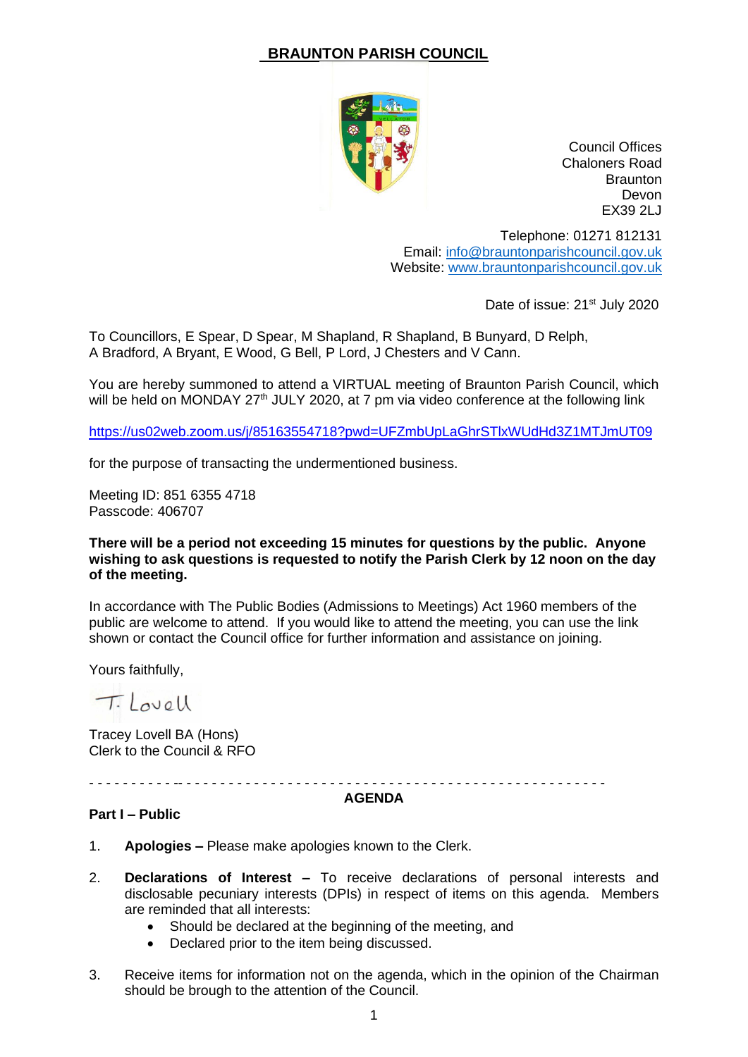# BRAUNTON PARISH COUNCIL

Council Offices
Chaloners Road
Braunton
Devon
EX39 2LJ

Telephone: 01271 812131
Email: info@brauntonparishcouncil.gov.uk
Website: www.brauntonparishcouncil.gov.uk

Date of issue: 21st July 2020

To Councillors, E Spear, D Spear, M Shapland, R Shapland, B Bunyard, D Relph, A Bradford, A Bryant, E Wood, G Bell, P Lord, J Chesters and V Cann.

You are hereby summoned to attend a VIRTUAL meeting of Braunton Parish Council, which will be held on MONDAY 27th JULY 2020, at 7 pm via video conference at the following link

https://us02web.zoom.us/j/85163554718?pwd=UFZmbUpLaGhrSTlxWUdHd3Z1MTJmUT09

for the purpose of transacting the undermentioned business.

Meeting ID: 851 6355 4718
Passcode: 406707

**There will be a period not exceeding 15 minutes for questions by the public. Anyone wishing to ask questions is requested to notify the Parish Clerk by 12 noon on the day of the meeting.**

In accordance with The Public Bodies (Admissions to Meetings) Act 1960 members of the public are welcome to attend. If you would like to attend the meeting, you can use the link shown or contact the Council office for further information and assistance on joining.

Yours faithfully,

T. Lovell

Tracey Lovell BA (Hons)
Clerk to the Council & RFO

---

## AGENDA

**Part I – Public**

1. **Apologies –** Please make apologies known to the Clerk.

2. **Declarations of Interest –** To receive declarations of personal interests and disclosable pecuniary interests (DPIs) in respect of items on this agenda. Members are reminded that all interests:
   - Should be declared at the beginning of the meeting, and
   - Declared prior to the item being discussed.

3. Receive items for information not on the agenda, which in the opinion of the Chairman should be brough to the attention of the Council.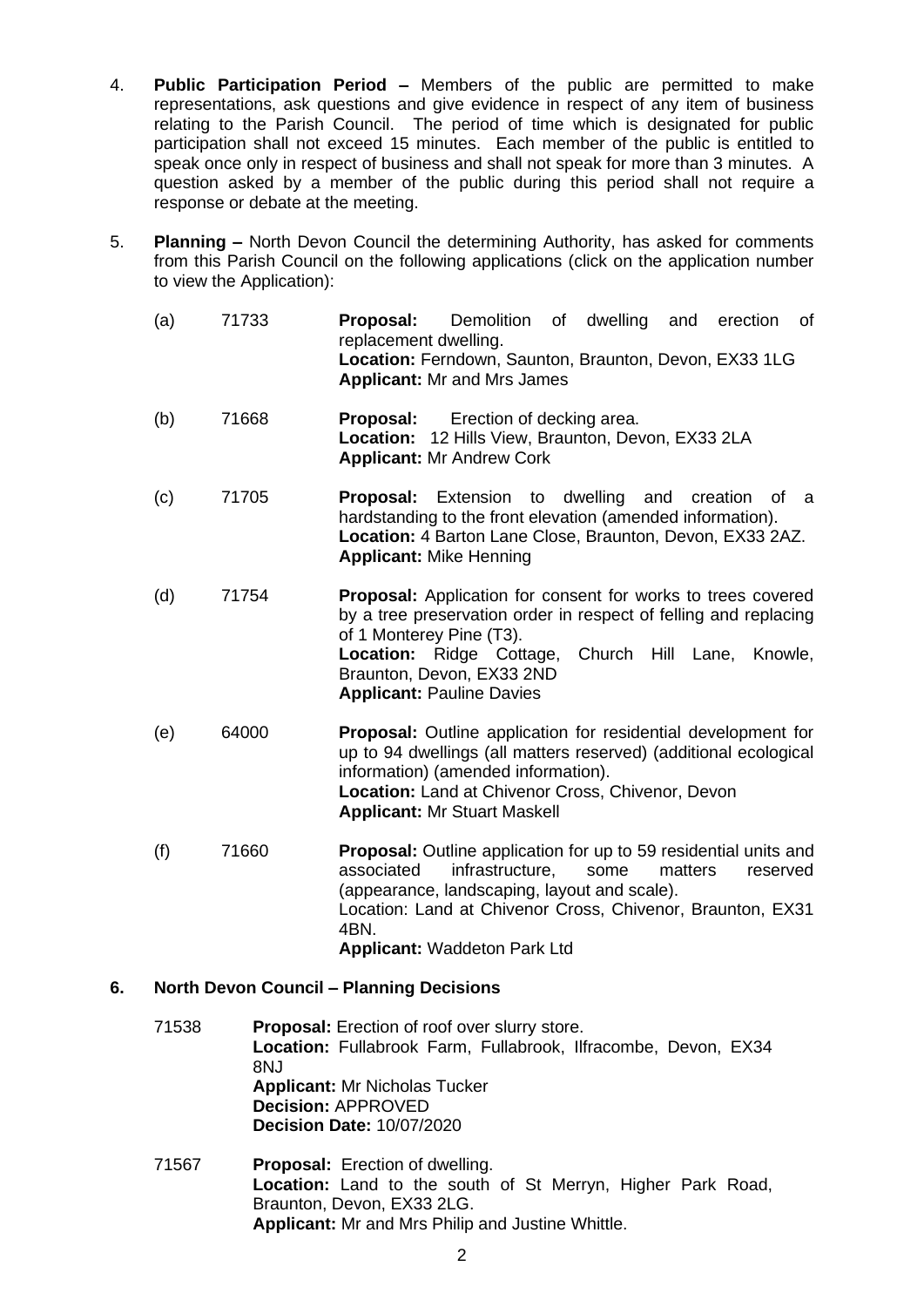4. **Public Participation Period –** Members of the public are permitted to make representations, ask questions and give evidence in respect of any item of business relating to the Parish Council. The period of time which is designated for public participation shall not exceed 15 minutes. Each member of the public is entitled to speak once only in respect of business and shall not speak for more than 3 minutes. A question asked by a member of the public during this period shall not require a response or debate at the meeting.

5. **Planning –** North Devon Council the determining Authority, has asked for comments from this Parish Council on the following applications (click on the application number to view the Application):

   (a) 71733 **Proposal:** Demolition of dwelling and erection of replacement dwelling.
   **Location:** Ferndown, Saunton, Braunton, Devon, EX33 1LG
   **Applicant:** Mr and Mrs James

   (b) 71668 **Proposal:** Erection of decking area.
   **Location:** 12 Hills View, Braunton, Devon, EX33 2LA
   **Applicant:** Mr Andrew Cork

   (c) 71705 **Proposal:** Extension to dwelling and creation of a hardstanding to the front elevation (amended information).
   **Location:** 4 Barton Lane Close, Braunton, Devon, EX33 2AZ.
   **Applicant:** Mike Henning

   (d) 71754 **Proposal:** Application for consent for works to trees covered by a tree preservation order in respect of felling and replacing of 1 Monterey Pine (T3).
   **Location:** Ridge Cottage, Church Hill Lane, Knowle, Braunton, Devon, EX33 2ND
   **Applicant:** Pauline Davies

   (e) 64000 **Proposal:** Outline application for residential development for up to 94 dwellings (all matters reserved) (additional ecological information) (amended information).
   **Location:** Land at Chivenor Cross, Chivenor, Devon
   **Applicant:** Mr Stuart Maskell

   (f) 71660 **Proposal:** Outline application for up to 59 residential units and associated infrastructure, some matters reserved (appearance, landscaping, layout and scale).
   Location: Land at Chivenor Cross, Chivenor, Braunton, EX31 4BN.
   **Applicant:** Waddeton Park Ltd

**6. North Devon Council – Planning Decisions**

71538 **Proposal:** Erection of roof over slurry store.
**Location:** Fullabrook Farm, Fullabrook, Ilfracombe, Devon, EX34 8NJ
**Applicant:** Mr Nicholas Tucker
**Decision:** APPROVED
**Decision Date:** 10/07/2020

71567 **Proposal:** Erection of dwelling.
**Location:** Land to the south of St Merryn, Higher Park Road, Braunton, Devon, EX33 2LG.
**Applicant:** Mr and Mrs Philip and Justine Whittle.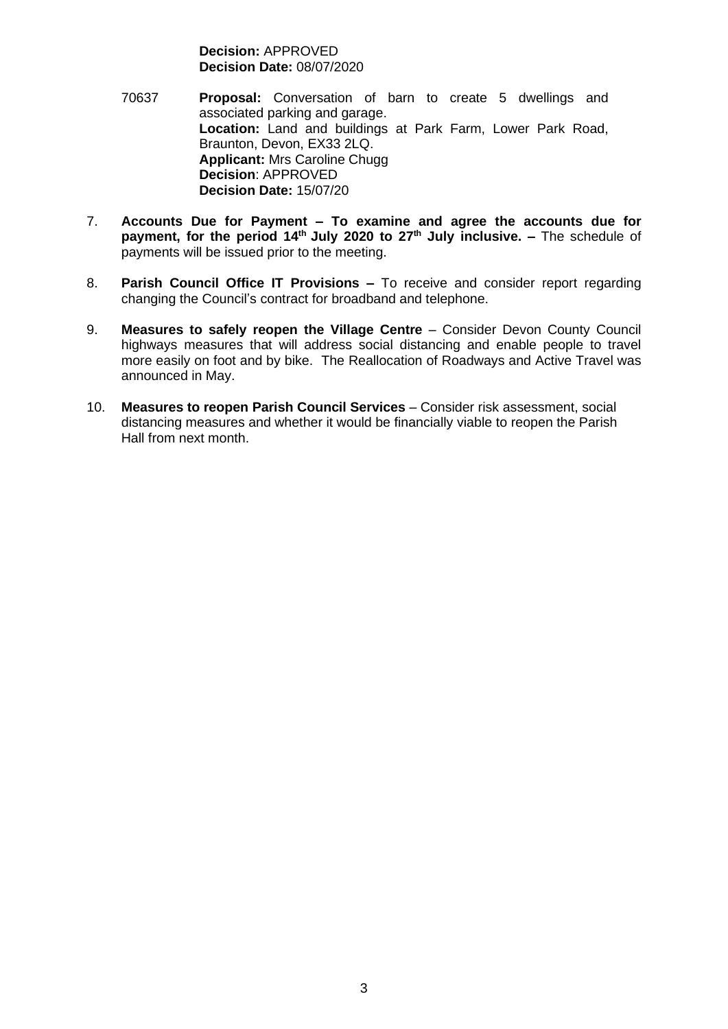**Decision:** APPROVED
**Decision Date:** 08/07/2020

70637 **Proposal:** Conversation of barn to create 5 dwellings and associated parking and garage.
**Location:** Land and buildings at Park Farm, Lower Park Road, Braunton, Devon, EX33 2LQ.
**Applicant:** Mrs Caroline Chugg
**Decision**: APPROVED
**Decision Date:** 15/07/20

7. **Accounts Due for Payment – To examine and agree the accounts due for payment, for the period 14th July 2020 to 27th July inclusive. –** The schedule of payments will be issued prior to the meeting.

8. **Parish Council Office IT Provisions –** To receive and consider report regarding changing the Council's contract for broadband and telephone.

9. **Measures to safely reopen the Village Centre** – Consider Devon County Council highways measures that will address social distancing and enable people to travel more easily on foot and by bike. The Reallocation of Roadways and Active Travel was announced in May.

10. **Measures to reopen Parish Council Services** – Consider risk assessment, social distancing measures and whether it would be financially viable to reopen the Parish Hall from next month.